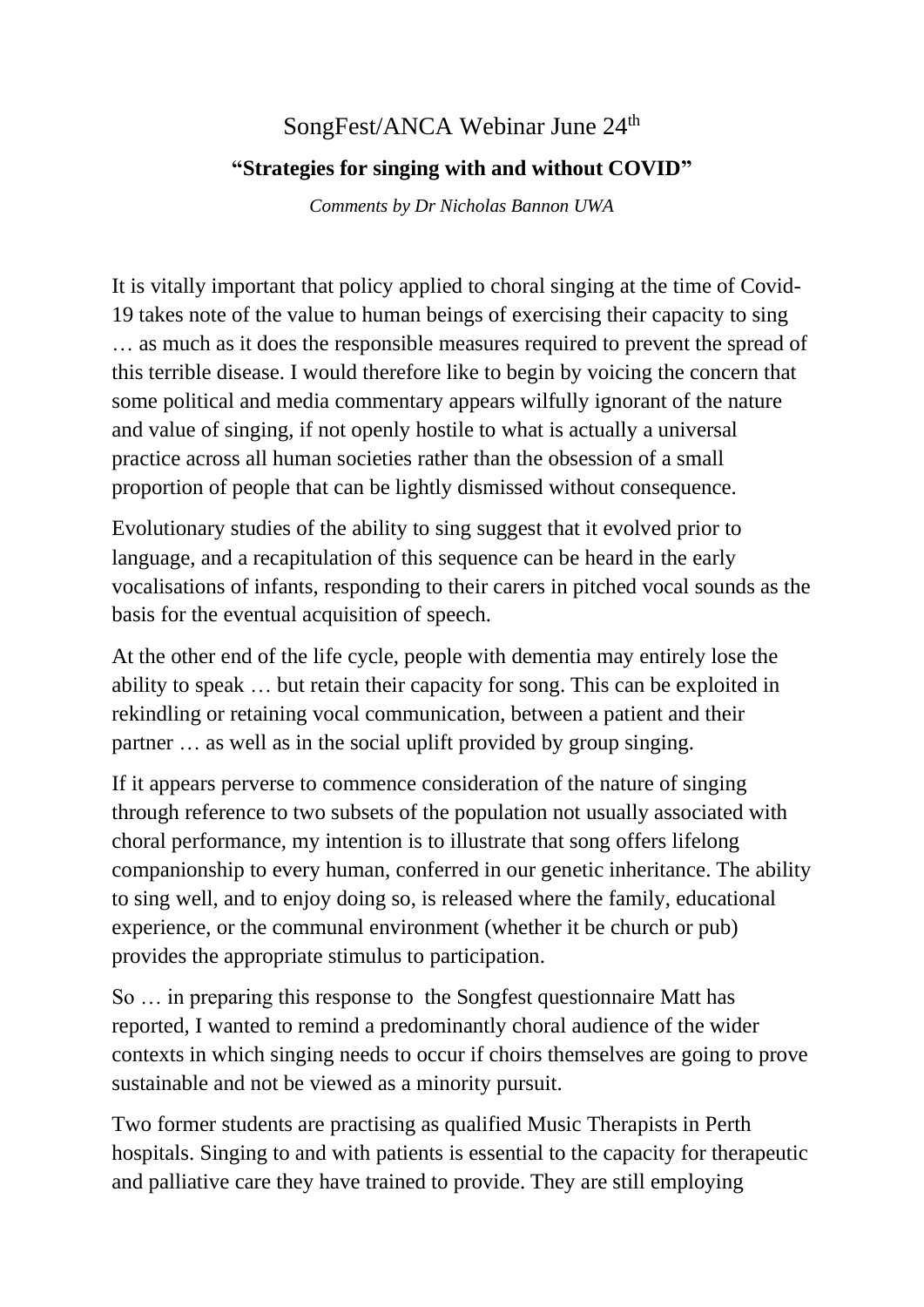# SongFest/ANCA Webinar June 24th

## "Strategies for singing with and without COVID"

*Comments by Dr Nicholas Bannon UWA*

It is vitally important that policy applied to choral singing at the time of Covid-19 takes note of the value to human beings of exercising their capacity to sing … as much as it does the responsible measures required to prevent the spread of this terrible disease. I would therefore like to begin by voicing the concern that some political and media commentary appears wilfully ignorant of the nature and value of singing, if not openly hostile to what is actually a universal practice across all human societies rather than the obsession of a small proportion of people that can be lightly dismissed without consequence.

Evolutionary studies of the ability to sing suggest that it evolved prior to language, and a recapitulation of this sequence can be heard in the early vocalisations of infants, responding to their carers in pitched vocal sounds as the basis for the eventual acquisition of speech.

At the other end of the life cycle, people with dementia may entirely lose the ability to speak … but retain their capacity for song. This can be exploited in rekindling or retaining vocal communication, between a patient and their partner … as well as in the social uplift provided by group singing.

If it appears perverse to commence consideration of the nature of singing through reference to two subsets of the population not usually associated with choral performance, my intention is to illustrate that song offers lifelong companionship to every human, conferred in our genetic inheritance. The ability to sing well, and to enjoy doing so, is released where the family, educational experience, or the communal environment (whether it be church or pub) provides the appropriate stimulus to participation.

So … in preparing this response to the Songfest questionnaire Matt has reported, I wanted to remind a predominantly choral audience of the wider contexts in which singing needs to occur if choirs themselves are going to prove sustainable and not be viewed as a minority pursuit.

Two former students are practising as qualified Music Therapists in Perth hospitals. Singing to and with patients is essential to the capacity for therapeutic and palliative care they have trained to provide. They are still employing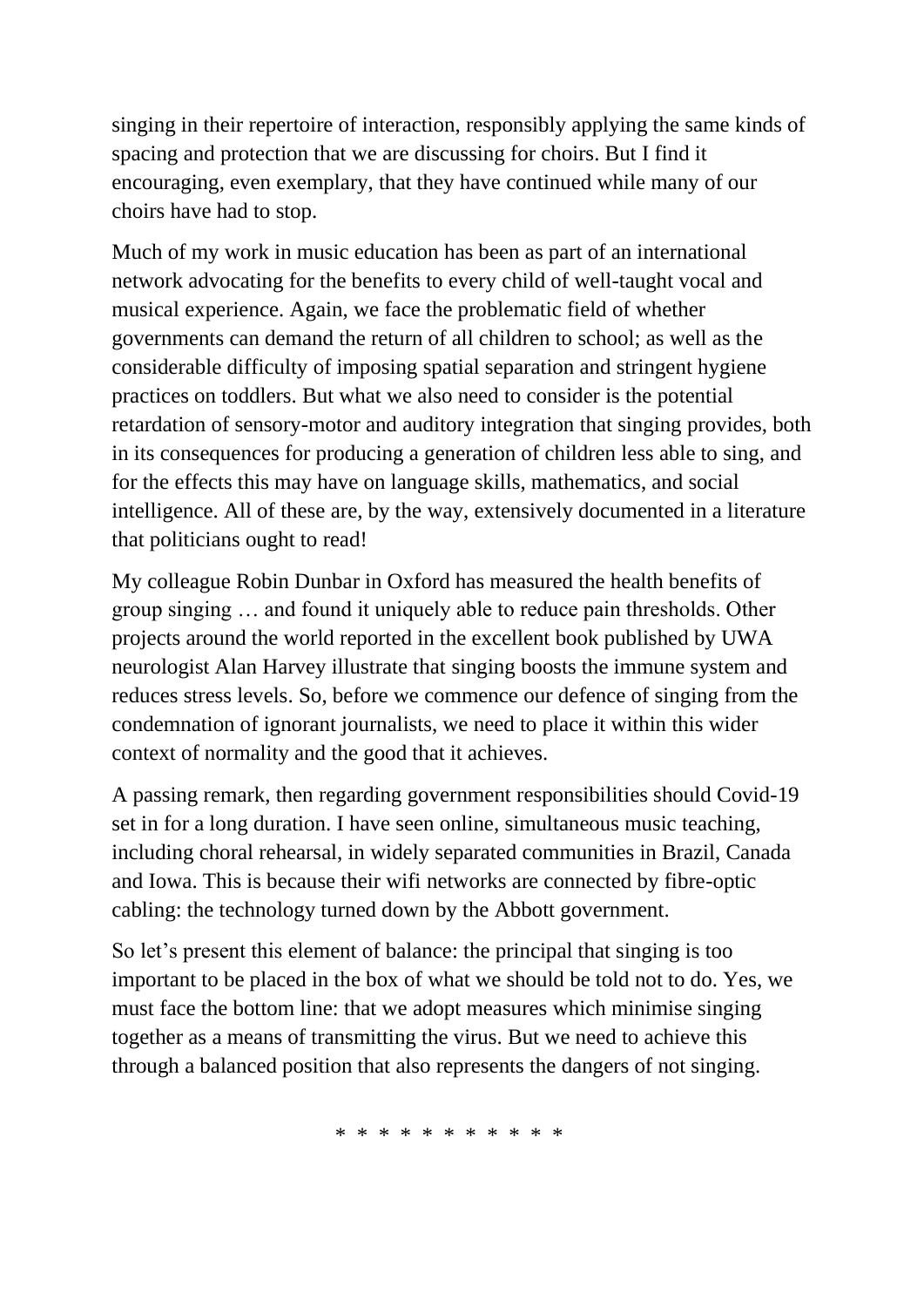singing in their repertoire of interaction, responsibly applying the same kinds of spacing and protection that we are discussing for choirs. But I find it encouraging, even exemplary, that they have continued while many of our choirs have had to stop.

Much of my work in music education has been as part of an international network advocating for the benefits to every child of well-taught vocal and musical experience. Again, we face the problematic field of whether governments can demand the return of all children to school; as well as the considerable difficulty of imposing spatial separation and stringent hygiene practices on toddlers. But what we also need to consider is the potential retardation of sensory-motor and auditory integration that singing provides, both in its consequences for producing a generation of children less able to sing, and for the effects this may have on language skills, mathematics, and social intelligence. All of these are, by the way, extensively documented in a literature that politicians ought to read!

My colleague Robin Dunbar in Oxford has measured the health benefits of group singing … and found it uniquely able to reduce pain thresholds. Other projects around the world reported in the excellent book published by UWA neurologist Alan Harvey illustrate that singing boosts the immune system and reduces stress levels. So, before we commence our defence of singing from the condemnation of ignorant journalists, we need to place it within this wider context of normality and the good that it achieves.

A passing remark, then regarding government responsibilities should Covid-19 set in for a long duration. I have seen online, simultaneous music teaching, including choral rehearsal, in widely separated communities in Brazil, Canada and Iowa. This is because their wifi networks are connected by fibre-optic cabling: the technology turned down by the Abbott government.

So let's present this element of balance: the principal that singing is too important to be placed in the box of what we should be told not to do. Yes, we must face the bottom line: that we adopt measures which minimise singing together as a means of transmitting the virus. But we need to achieve this through a balanced position that also represents the dangers of not singing.

* * * * * * * * * * *